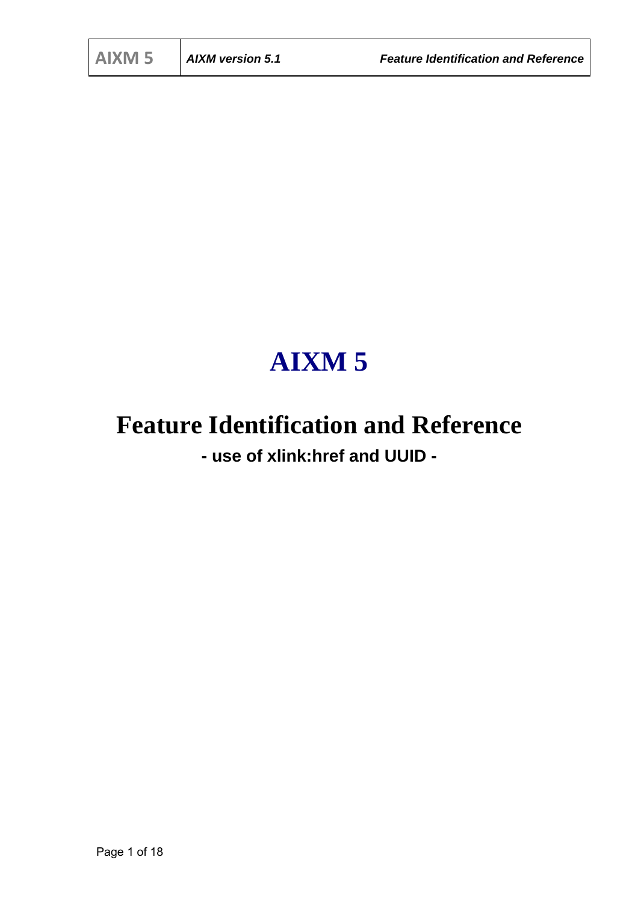# AIXM 5

## Feature Identification and Reference

**- use of xlink:href and UUID -**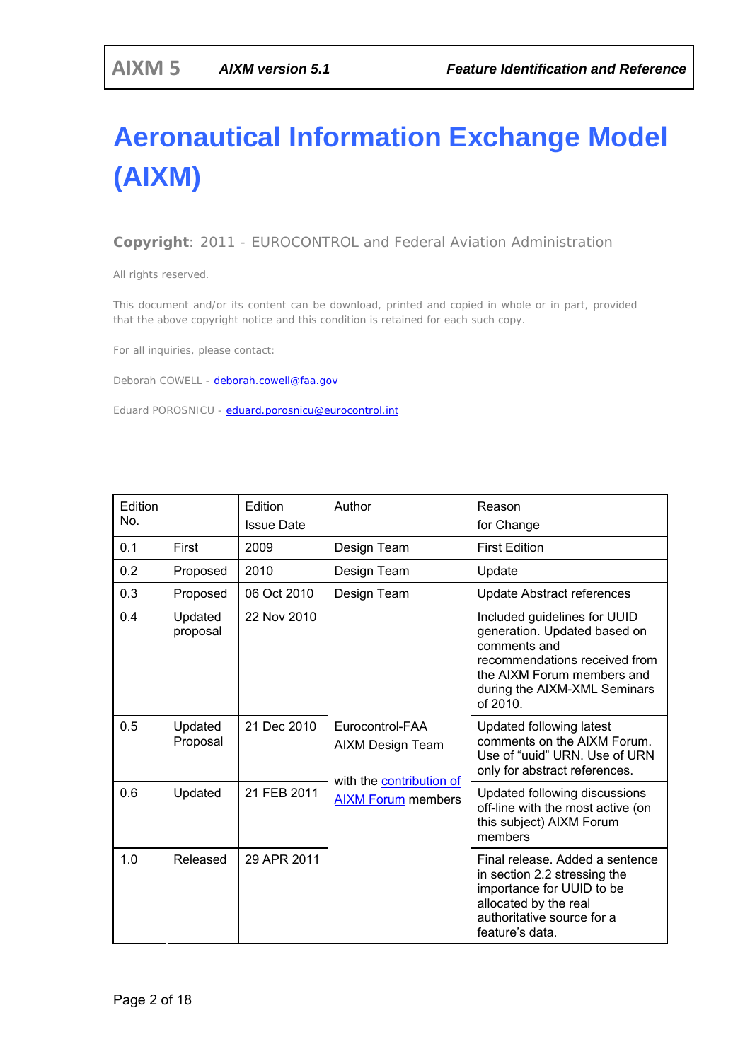# Aeronautical Information Exchange Model (AIXM)

**Copyright**: 2011 - EUROCONTROL and Federal Aviation Administration

All rights reserved.

This document and/or its content can be download, printed and copied in whole or in part, provided that the above copyright notice and this condition is retained for each such copy.

For all inquiries, please contact:

Deborah COWELL - deborah.cowell@faa.gov

Eduard POROSNICU - eduard.porosnicu@eurocontrol.int

| Edition No. | | Edition Issue Date | Author | Reason for Change |
|---|---|---|---|---|
| 0.1 | First | 2009 | Design Team | First Edition |
| 0.2 | Proposed | 2010 | Design Team | Update |
| 0.3 | Proposed | 06 Oct 2010 | Design Team | Update Abstract references |
| 0.4 | Updated proposal | 22 Nov 2010 | Eurocontrol-FAA AIXM Design Team with the contribution of AIXM Forum members | Included guidelines for UUID generation. Updated based on comments and recommendations received from the AIXM Forum members and during the AIXM-XML Seminars of 2010. |
| 0.5 | Updated Proposal | 21 Dec 2010 | | Updated following latest comments on the AIXM Forum. Use of "uuid" URN. Use of URN only for abstract references. |
| 0.6 | Updated | 21 FEB 2011 | | Updated following discussions off-line with the most active (on this subject) AIXM Forum members |
| 1.0 | Released | 29 APR 2011 | | Final release. Added a sentence in section 2.2 stressing the importance for UUID to be allocated by the real authoritative source for a feature's data. |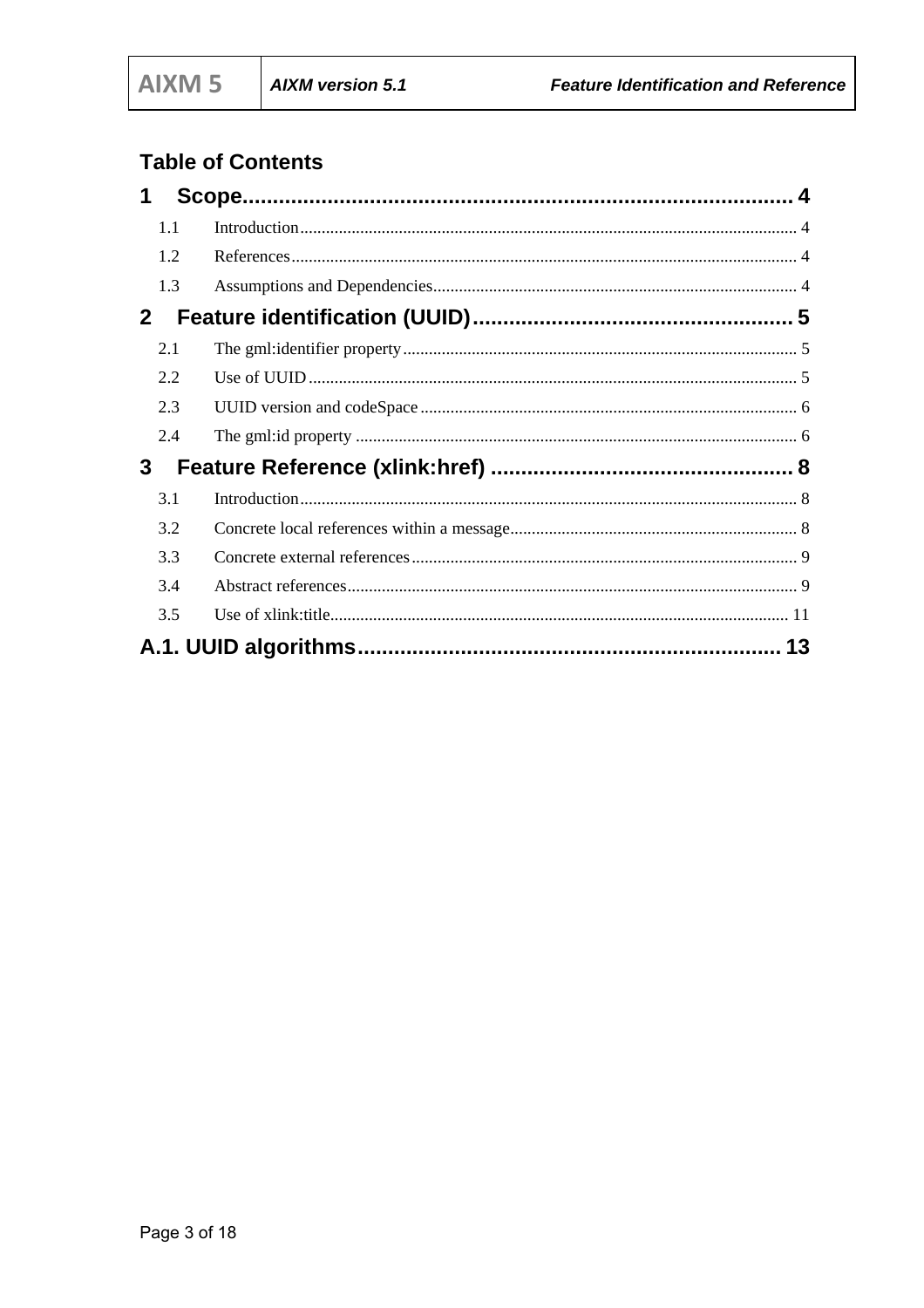# Table of Contents

**1 Scope** ........ 4

- 1.1 Introduction ........ 4
- 1.2 References ........ 4
- 1.3 Assumptions and Dependencies ........ 4

**2 Feature identification (UUID)** ........ 5

- 2.1 The gml:identifier property ........ 5
- 2.2 Use of UUID ........ 5
- 2.3 UUID version and codeSpace ........ 6
- 2.4 The gml:id property ........ 6

**3 Feature Reference (xlink:href)** ........ 8

- 3.1 Introduction ........ 8
- 3.2 Concrete local references within a message ........ 8
- 3.3 Concrete external references ........ 9
- 3.4 Abstract references ........ 9
- 3.5 Use of xlink:title ........ 11

**A.1. UUID algorithms** ........ 13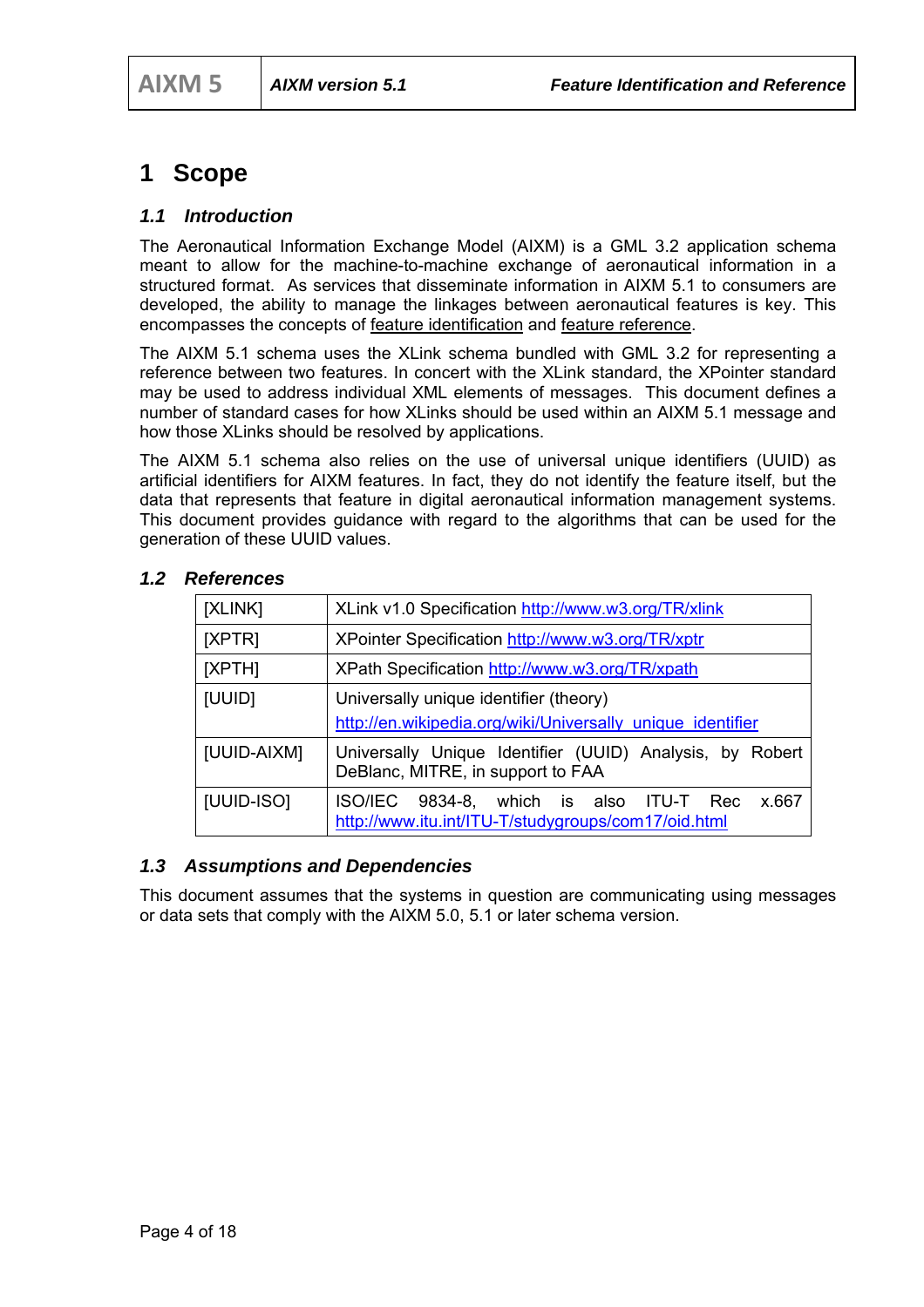# 1 Scope

## 1.1 Introduction

The Aeronautical Information Exchange Model (AIXM) is a GML 3.2 application schema meant to allow for the machine-to-machine exchange of aeronautical information in a structured format. As services that disseminate information in AIXM 5.1 to consumers are developed, the ability to manage the linkages between aeronautical features is key. This encompasses the concepts of feature identification and feature reference.

The AIXM 5.1 schema uses the XLink schema bundled with GML 3.2 for representing a reference between two features. In concert with the XLink standard, the XPointer standard may be used to address individual XML elements of messages. This document defines a number of standard cases for how XLinks should be used within an AIXM 5.1 message and how those XLinks should be resolved by applications.

The AIXM 5.1 schema also relies on the use of universal unique identifiers (UUID) as artificial identifiers for AIXM features. In fact, they do not identify the feature itself, but the data that represents that feature in digital aeronautical information management systems. This document provides guidance with regard to the algorithms that can be used for the generation of these UUID values.

## 1.2 References

| | |
|---|---|
| [XLINK] | XLink v1.0 Specification http://www.w3.org/TR/xlink |
| [XPTR] | XPointer Specification http://www.w3.org/TR/xptr |
| [XPTH] | XPath Specification http://www.w3.org/TR/xpath |
| [UUID] | Universally unique identifier (theory) http://en.wikipedia.org/wiki/Universally_unique_identifier |
| [UUID-AIXM] | Universally Unique Identifier (UUID) Analysis, by Robert DeBlanc, MITRE, in support to FAA |
| [UUID-ISO] | ISO/IEC 9834-8, which is also ITU-T Rec x.667 http://www.itu.int/ITU-T/studygroups/com17/oid.html |

## 1.3 Assumptions and Dependencies

This document assumes that the systems in question are communicating using messages or data sets that comply with the AIXM 5.0, 5.1 or later schema version.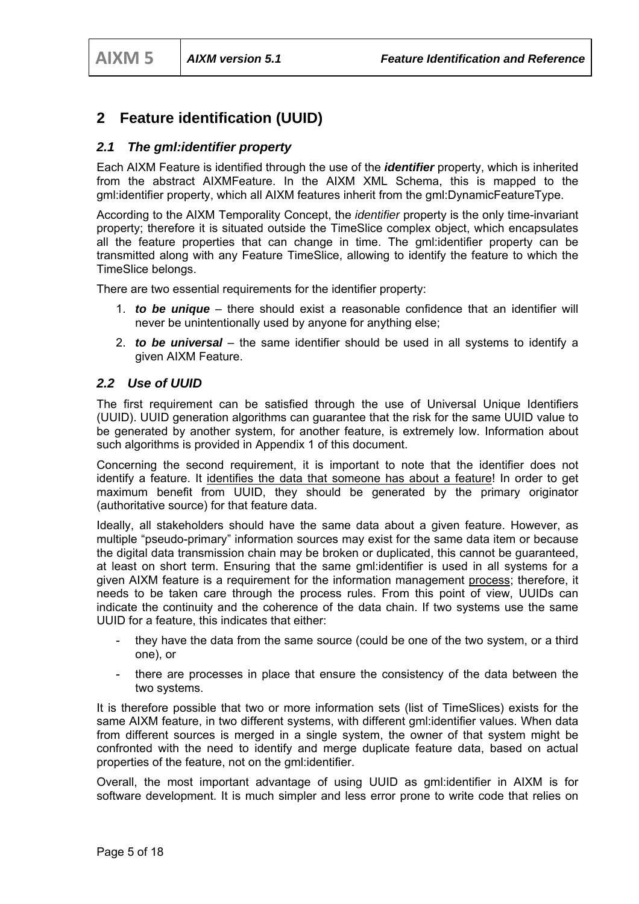# 2 Feature identification (UUID)

## 2.1 The gml:identifier property

Each AIXM Feature is identified through the use of the ***identifier*** property, which is inherited from the abstract AIXMFeature. In the AIXM XML Schema, this is mapped to the gml:identifier property, which all AIXM features inherit from the gml:DynamicFeatureType.

According to the AIXM Temporality Concept, the *identifier* property is the only time-invariant property; therefore it is situated outside the TimeSlice complex object, which encapsulates all the feature properties that can change in time. The gml:identifier property can be transmitted along with any Feature TimeSlice, allowing to identify the feature to which the TimeSlice belongs.

There are two essential requirements for the identifier property:

1. ***to be unique*** – there should exist a reasonable confidence that an identifier will never be unintentionally used by anyone for anything else;
2. ***to be universal*** – the same identifier should be used in all systems to identify a given AIXM Feature.

## 2.2 Use of UUID

The first requirement can be satisfied through the use of Universal Unique Identifiers (UUID). UUID generation algorithms can guarantee that the risk for the same UUID value to be generated by another system, for another feature, is extremely low. Information about such algorithms is provided in Appendix 1 of this document.

Concerning the second requirement, it is important to note that the identifier does not identify a feature. It <u>identifies the data that someone has about a feature</u>! In order to get maximum benefit from UUID, they should be generated by the primary originator (authoritative source) for that feature data.

Ideally, all stakeholders should have the same data about a given feature. However, as multiple “pseudo-primary” information sources may exist for the same data item or because the digital data transmission chain may be broken or duplicated, this cannot be guaranteed, at least on short term. Ensuring that the same gml:identifier is used in all systems for a given AIXM feature is a requirement for the information management <u>process</u>; therefore, it needs to be taken care through the process rules. From this point of view, UUIDs can indicate the continuity and the coherence of the data chain. If two systems use the same UUID for a feature, this indicates that either:

- they have the data from the same source (could be one of the two system, or a third one), or
- there are processes in place that ensure the consistency of the data between the two systems.

It is therefore possible that two or more information sets (list of TimeSlices) exists for the same AIXM feature, in two different systems, with different gml:identifier values. When data from different sources is merged in a single system, the owner of that system might be confronted with the need to identify and merge duplicate feature data, based on actual properties of the feature, not on the gml:identifier.

Overall, the most important advantage of using UUID as gml:identifier in AIXM is for software development. It is much simpler and less error prone to write code that relies on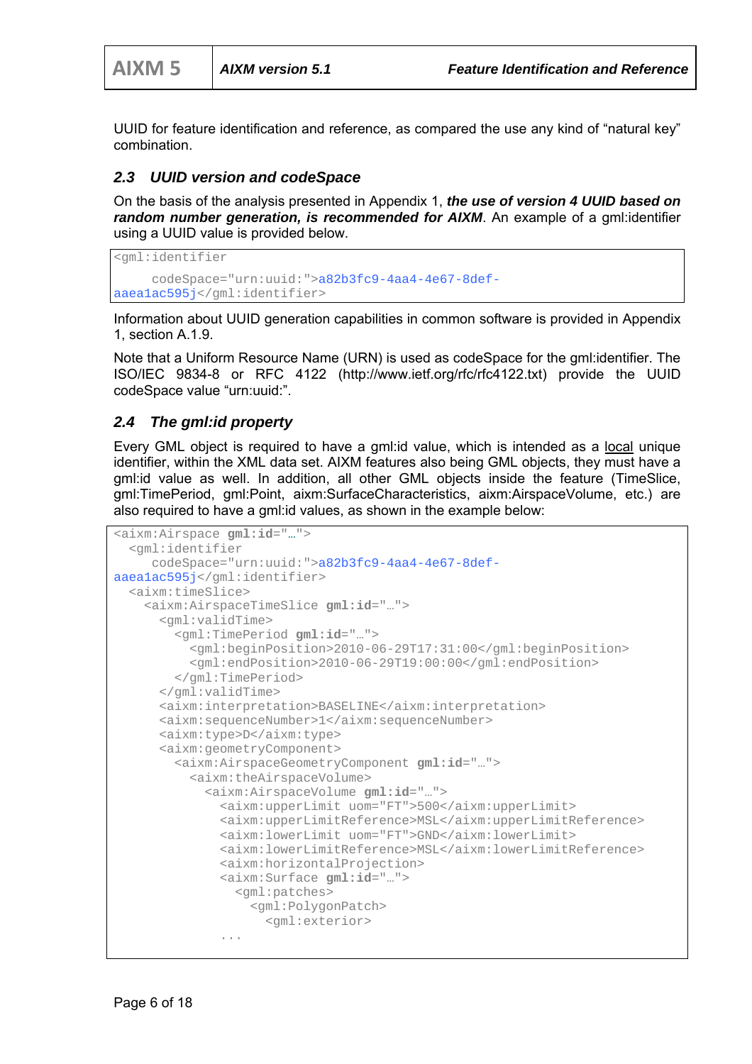UUID for feature identification and reference, as compared the use any kind of "natural key" combination.

## 2.3 UUID version and codeSpace

On the basis of the analysis presented in Appendix 1, ***the use of version 4 UUID based on random number generation, is recommended for AIXM***. An example of a gml:identifier using a UUID value is provided below.

```
<gml:identifier
     codeSpace="urn:uuid:">a82b3fc9-4aa4-4e67-8def-
aaea1ac595j</gml:identifier>
```

Information about UUID generation capabilities in common software is provided in Appendix 1, section A.1.9.

Note that a Uniform Resource Name (URN) is used as codeSpace for the gml:identifier. The ISO/IEC 9834-8 or RFC 4122 (http://www.ietf.org/rfc/rfc4122.txt) provide the UUID codeSpace value "urn:uuid:".

## 2.4 The gml:id property

Every GML object is required to have a gml:id value, which is intended as a local unique identifier, within the XML data set. AIXM features also being GML objects, they must have a gml:id value as well. In addition, all other GML objects inside the feature (TimeSlice, gml:TimePeriod, gml:Point, aixm:SurfaceCharacteristics, aixm:AirspaceVolume, etc.) are also required to have a gml:id values, as shown in the example below:

```
<aixm:Airspace gml:id="…">
  <gml:identifier
     codeSpace="urn:uuid:">a82b3fc9-4aa4-4e67-8def-
aaea1ac595j</gml:identifier>
  <aixm:timeSlice>
    <aixm:AirspaceTimeSlice gml:id="…">
      <gml:validTime>
        <gml:TimePeriod gml:id="…">
          <gml:beginPosition>2010-06-29T17:31:00</gml:beginPosition>
          <gml:endPosition>2010-06-29T19:00:00</gml:endPosition>
        </gml:TimePeriod>
      </gml:validTime>
      <aixm:interpretation>BASELINE</aixm:interpretation>
      <aixm:sequenceNumber>1</aixm:sequenceNumber>
      <aixm:type>D</aixm:type>
      <aixm:geometryComponent>
        <aixm:AirspaceGeometryComponent gml:id="…">
          <aixm:theAirspaceVolume>
            <aixm:AirspaceVolume gml:id="…">
              <aixm:upperLimit uom="FT">500</aixm:upperLimit>
              <aixm:upperLimitReference>MSL</aixm:upperLimitReference>
              <aixm:lowerLimit uom="FT">GND</aixm:lowerLimit>
              <aixm:lowerLimitReference>MSL</aixm:lowerLimitReference>
              <aixm:horizontalProjection>
              <aixm:Surface gml:id="…">
                <gml:patches>
                  <gml:PolygonPatch>
                    <gml:exterior>
              ...
```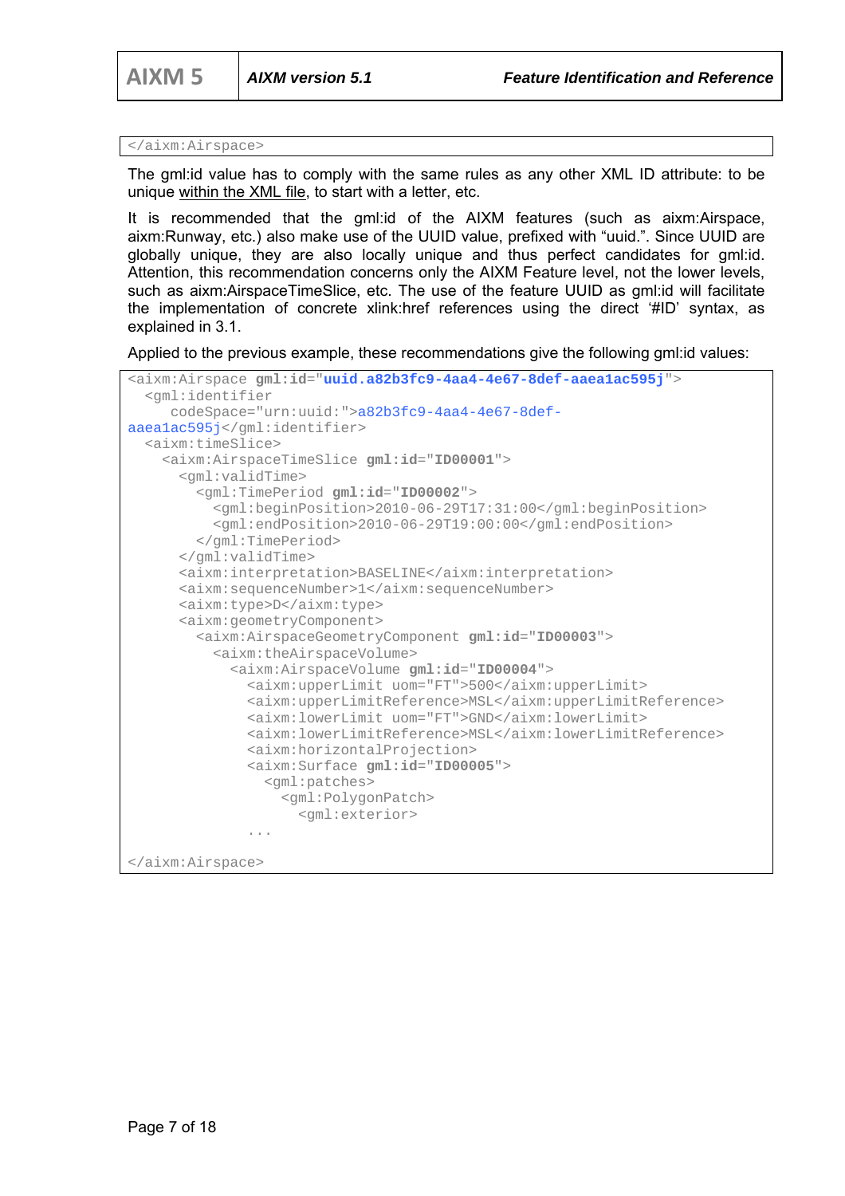```
</aixm:Airspace>
```

The gml:id value has to comply with the same rules as any other XML ID attribute: to be unique within the XML file, to start with a letter, etc.

It is recommended that the gml:id of the AIXM features (such as aixm:Airspace, aixm:Runway, etc.) also make use of the UUID value, prefixed with “uuid.”. Since UUID are globally unique, they are also locally unique and thus perfect candidates for gml:id. Attention, this recommendation concerns only the AIXM Feature level, not the lower levels, such as aixm:AirspaceTimeSlice, etc. The use of the feature UUID as gml:id will facilitate the implementation of concrete xlink:href references using the direct ‘#ID’ syntax, as explained in 3.1.

Applied to the previous example, these recommendations give the following gml:id values:

```
<aixm:Airspace gml:id="uuid.a82b3fc9-4aa4-4e67-8def-aaea1ac595j">
  <gml:identifier
     codeSpace="urn:uuid:">a82b3fc9-4aa4-4e67-8def-
aaea1ac595j</gml:identifier>
  <aixm:timeSlice>
    <aixm:AirspaceTimeSlice gml:id="ID00001">
      <gml:validTime>
        <gml:TimePeriod gml:id="ID00002">
          <gml:beginPosition>2010-06-29T17:31:00</gml:beginPosition>
          <gml:endPosition>2010-06-29T19:00:00</gml:endPosition>
        </gml:TimePeriod>
      </gml:validTime>
      <aixm:interpretation>BASELINE</aixm:interpretation>
      <aixm:sequenceNumber>1</aixm:sequenceNumber>
      <aixm:type>D</aixm:type>
      <aixm:geometryComponent>
        <aixm:AirspaceGeometryComponent gml:id="ID00003">
          <aixm:theAirspaceVolume>
            <aixm:AirspaceVolume gml:id="ID00004">
              <aixm:upperLimit uom="FT">500</aixm:upperLimit>
              <aixm:upperLimitReference>MSL</aixm:upperLimitReference>
              <aixm:lowerLimit uom="FT">GND</aixm:lowerLimit>
              <aixm:lowerLimitReference>MSL</aixm:lowerLimitReference>
              <aixm:horizontalProjection>
              <aixm:Surface gml:id="ID00005">
                <gml:patches>
                  <gml:PolygonPatch>
                    <gml:exterior>
              ...

</aixm:Airspace>
```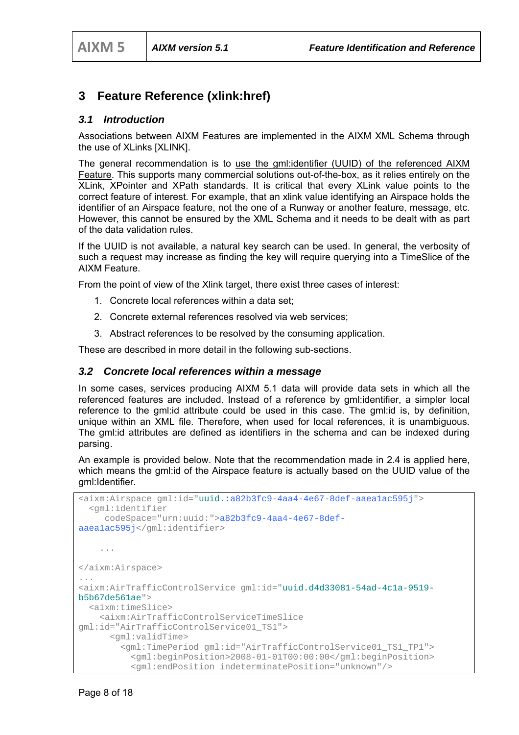# 3 Feature Reference (xlink:href)

## 3.1 Introduction

Associations between AIXM Features are implemented in the AIXM XML Schema through the use of XLinks [XLINK].

The general recommendation is to <u>use the gml:identifier (UUID) of the referenced AIXM Feature</u>. This supports many commercial solutions out-of-the-box, as it relies entirely on the XLink, XPointer and XPath standards. It is critical that every XLink value points to the correct feature of interest. For example, that an xlink value identifying an Airspace holds the identifier of an Airspace feature, not the one of a Runway or another feature, message, etc. However, this cannot be ensured by the XML Schema and it needs to be dealt with as part of the data validation rules.

If the UUID is not available, a natural key search can be used. In general, the verbosity of such a request may increase as finding the key will require querying into a TimeSlice of the AIXM Feature.

From the point of view of the Xlink target, there exist three cases of interest:

1. Concrete local references within a data set;
2. Concrete external references resolved via web services;
3. Abstract references to be resolved by the consuming application.

These are described in more detail in the following sub-sections.

## 3.2 Concrete local references within a message

In some cases, services producing AIXM 5.1 data will provide data sets in which all the referenced features are included. Instead of a reference by gml:identifier, a simpler local reference to the gml:id attribute could be used in this case. The gml:id is, by definition, unique within an XML file. Therefore, when used for local references, it is unambiguous. The gml:id attributes are defined as identifiers in the schema and can be indexed during parsing.

An example is provided below. Note that the recommendation made in 2.4 is applied here, which means the gml:id of the Airspace feature is actually based on the UUID value of the gml:Identifier.

```
<aixm:Airspace gml:id="uuid.:a82b3fc9-4aa4-4e67-8def-aaea1ac595j">
  <gml:identifier
     codeSpace="urn:uuid:">a82b3fc9-4aa4-4e67-8def-
aaea1ac595j</gml:identifier>

    ...

</aixm:Airspace>
...
<aixm:AirTrafficControlService gml:id="uuid.d4d33081-54ad-4c1a-9519-
b5b67de561ae">
  <aixm:timeSlice>
    <aixm:AirTrafficControlServiceTimeSlice
gml:id="AirTrafficControlService01_TS1">
      <gml:validTime>
        <gml:TimePeriod gml:id="AirTrafficControlService01_TS1_TP1">
          <gml:beginPosition>2008-01-01T00:00:00</gml:beginPosition>
          <gml:endPosition indeterminatePosition="unknown"/>
```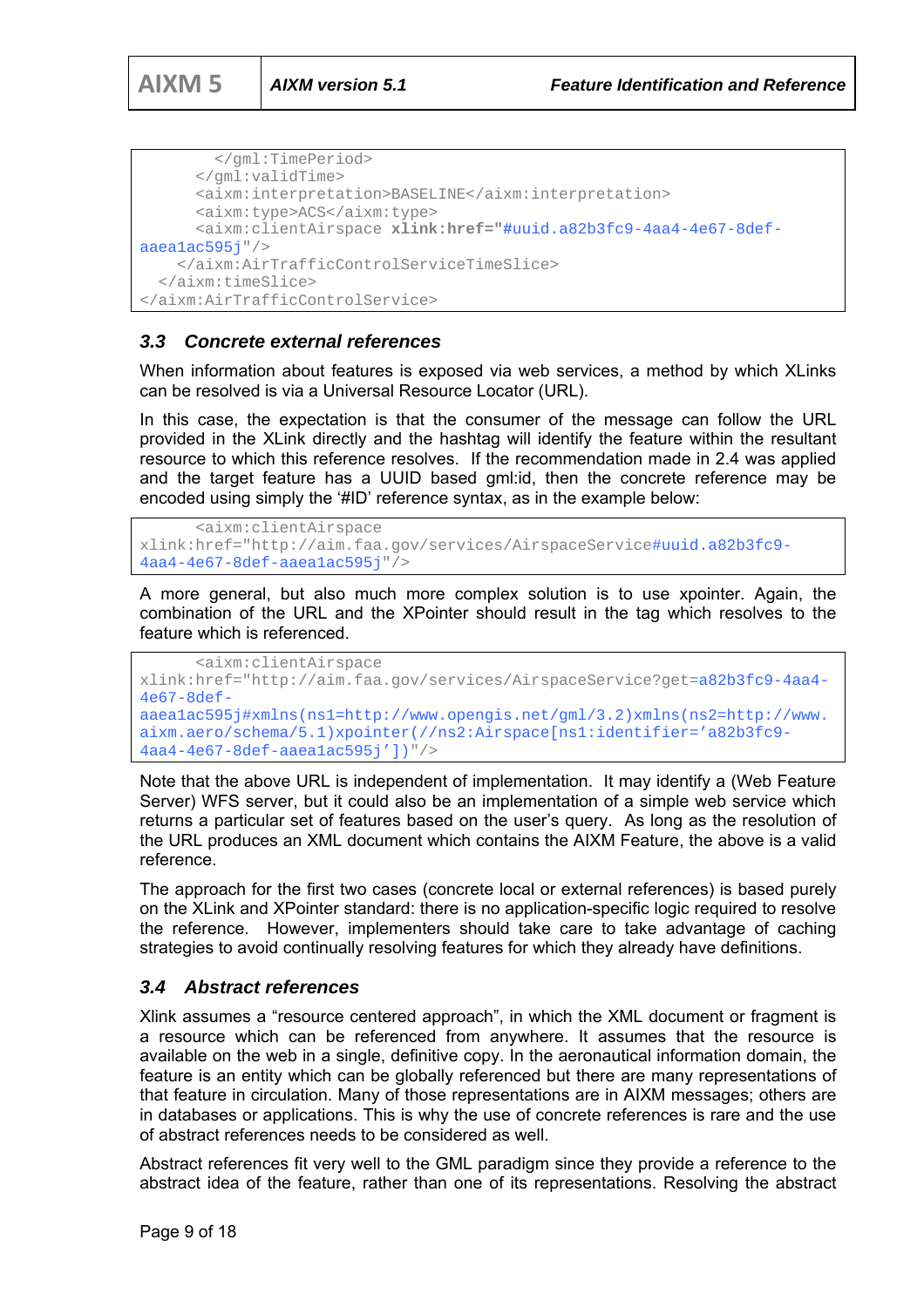```
        </gml:TimePeriod>
      </gml:validTime>
      <aixm:interpretation>BASELINE</aixm:interpretation>
      <aixm:type>ACS</aixm:type>
      <aixm:clientAirspace xlink:href="#uuid.a82b3fc9-4aa4-4e67-8def-aaea1ac595j"/>
    </aixm:AirTrafficControlServiceTimeSlice>
  </aixm:timeSlice>
</aixm:AirTrafficControlService>
```

### 3.3 Concrete external references

When information about features is exposed via web services, a method by which XLinks can be resolved is via a Universal Resource Locator (URL).

In this case, the expectation is that the consumer of the message can follow the URL provided in the XLink directly and the hashtag will identify the feature within the resultant resource to which this reference resolves. If the recommendation made in 2.4 was applied and the target feature has a UUID based gml:id, then the concrete reference may be encoded using simply the '#ID' reference syntax, as in the example below:

```
      <aixm:clientAirspace
xlink:href="http://aim.faa.gov/services/AirspaceService#uuid.a82b3fc9-4aa4-4e67-8def-aaea1ac595j"/>
```

A more general, but also much more complex solution is to use xpointer. Again, the combination of the URL and the XPointer should result in the tag which resolves to the feature which is referenced.

```
      <aixm:clientAirspace
xlink:href="http://aim.faa.gov/services/AirspaceService?get=a82b3fc9-4aa4-4e67-8def-aaea1ac595j#xmlns(ns1=http://www.opengis.net/gml/3.2)xmlns(ns2=http://www.aixm.aero/schema/5.1)xpointer(//ns2:Airspace[ns1:identifier='a82b3fc9-4aa4-4e67-8def-aaea1ac595j'])"/>
```

Note that the above URL is independent of implementation. It may identify a (Web Feature Server) WFS server, but it could also be an implementation of a simple web service which returns a particular set of features based on the user's query. As long as the resolution of the URL produces an XML document which contains the AIXM Feature, the above is a valid reference.

The approach for the first two cases (concrete local or external references) is based purely on the XLink and XPointer standard: there is no application-specific logic required to resolve the reference. However, implementers should take care to take advantage of caching strategies to avoid continually resolving features for which they already have definitions.

### 3.4 Abstract references

Xlink assumes a "resource centered approach", in which the XML document or fragment is a resource which can be referenced from anywhere. It assumes that the resource is available on the web in a single, definitive copy. In the aeronautical information domain, the feature is an entity which can be globally referenced but there are many representations of that feature in circulation. Many of those representations are in AIXM messages; others are in databases or applications. This is why the use of concrete references is rare and the use of abstract references needs to be considered as well.

Abstract references fit very well to the GML paradigm since they provide a reference to the abstract idea of the feature, rather than one of its representations. Resolving the abstract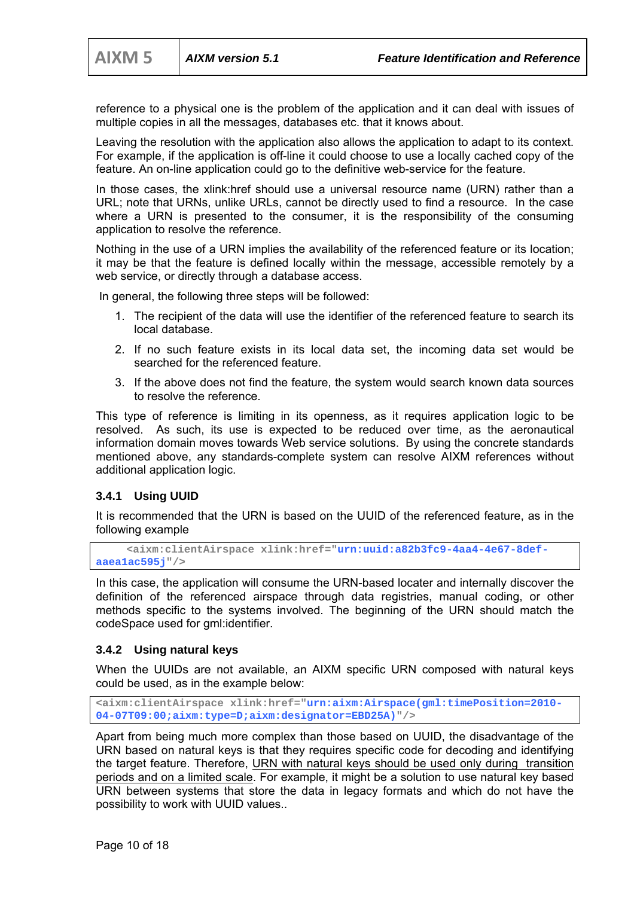reference to a physical one is the problem of the application and it can deal with issues of multiple copies in all the messages, databases etc. that it knows about.

Leaving the resolution with the application also allows the application to adapt to its context. For example, if the application is off-line it could choose to use a locally cached copy of the feature. An on-line application could go to the definitive web-service for the feature.

In those cases, the xlink:href should use a universal resource name (URN) rather than a URL; note that URNs, unlike URLs, cannot be directly used to find a resource. In the case where a URN is presented to the consumer, it is the responsibility of the consuming application to resolve the reference.

Nothing in the use of a URN implies the availability of the referenced feature or its location; it may be that the feature is defined locally within the message, accessible remotely by a web service, or directly through a database access.

In general, the following three steps will be followed:

1. The recipient of the data will use the identifier of the referenced feature to search its local database.
2. If no such feature exists in its local data set, the incoming data set would be searched for the referenced feature.
3. If the above does not find the feature, the system would search known data sources to resolve the reference.

This type of reference is limiting in its openness, as it requires application logic to be resolved. As such, its use is expected to be reduced over time, as the aeronautical information domain moves towards Web service solutions. By using the concrete standards mentioned above, any standards-complete system can resolve AIXM references without additional application logic.

### 3.4.1 Using UUID

It is recommended that the URN is based on the UUID of the referenced feature, as in the following example

```
    <aixm:clientAirspace xlink:href="urn:uuid:a82b3fc9-4aa4-4e67-8def-
aaea1ac595j"/>
```

In this case, the application will consume the URN-based locater and internally discover the definition of the referenced airspace through data registries, manual coding, or other methods specific to the systems involved. The beginning of the URN should match the codeSpace used for gml:identifier.

### 3.4.2 Using natural keys

When the UUIDs are not available, an AIXM specific URN composed with natural keys could be used, as in the example below:

```
<aixm:clientAirspace xlink:href="urn:aixm:Airspace(gml:timePosition=2010-
04-07T09:00;aixm:type=D;aixm:designator=EBD25A)"/>
```

Apart from being much more complex than those based on UUID, the disadvantage of the URN based on natural keys is that they requires specific code for decoding and identifying the target feature. Therefore, <u>URN with natural keys should be used only during transition periods and on a limited scale</u>. For example, it might be a solution to use natural key based URN between systems that store the data in legacy formats and which do not have the possibility to work with UUID values..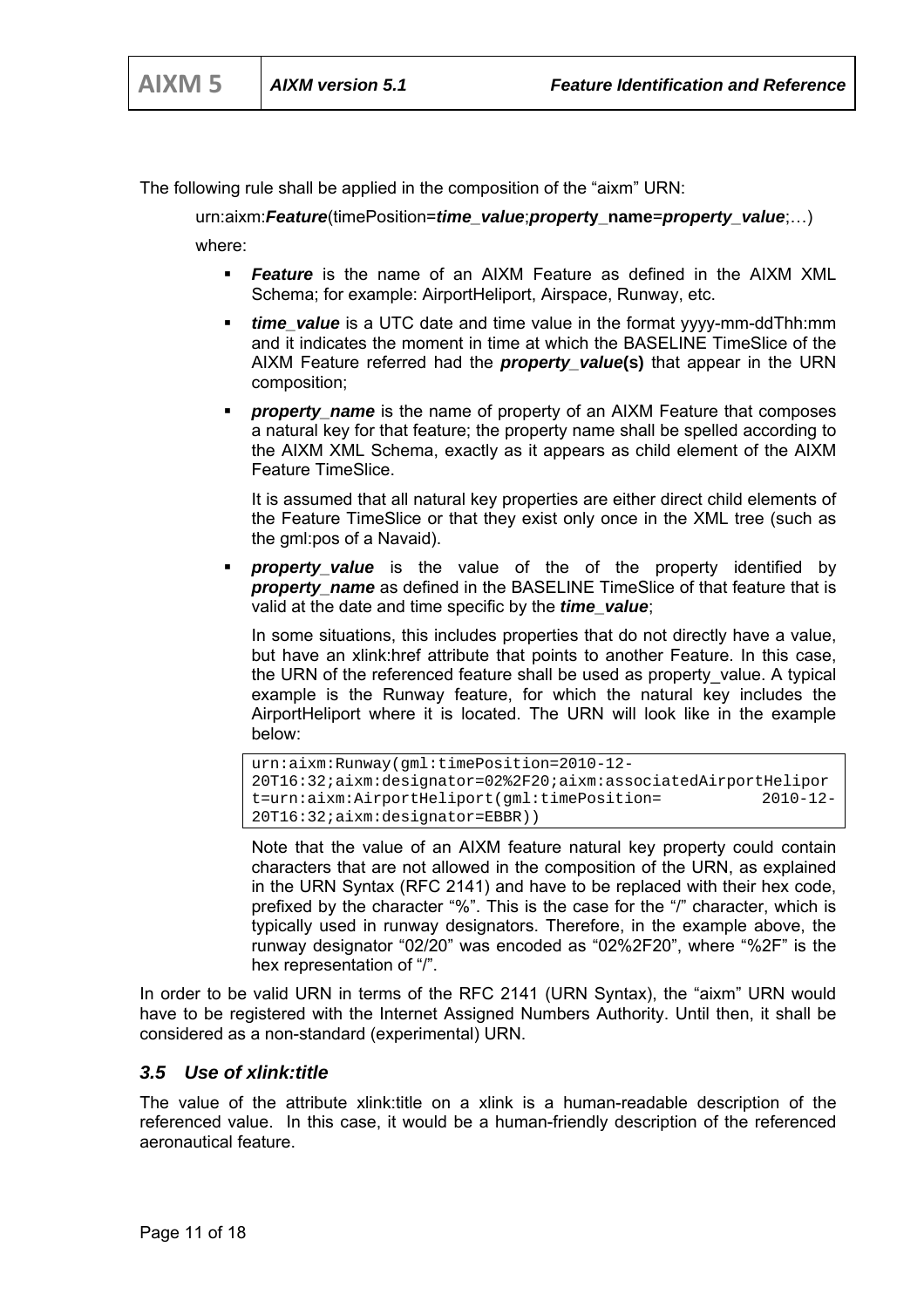The following rule shall be applied in the composition of the "aixm" URN:

> urn:aixm:***Feature***(timePosition=***time_value***;***property*_name**=***property_value***;…)
>
> where:

- ***Feature*** is the name of an AIXM Feature as defined in the AIXM XML Schema; for example: AirportHeliport, Airspace, Runway, etc.
- ***time_value*** is a UTC date and time value in the format yyyy-mm-ddThh:mm and it indicates the moment in time at which the BASELINE TimeSlice of the AIXM Feature referred had the ***property_value*(s)** that appear in the URN composition;
- ***property_name*** is the name of property of an AIXM Feature that composes a natural key for that feature; the property name shall be spelled according to the AIXM XML Schema, exactly as it appears as child element of the AIXM Feature TimeSlice.

  It is assumed that all natural key properties are either direct child elements of the Feature TimeSlice or that they exist only once in the XML tree (such as the gml:pos of a Navaid).
- ***property_value*** is the value of the of the property identified by ***property_name*** as defined in the BASELINE TimeSlice of that feature that is valid at the date and time specific by the ***time_value***;

  In some situations, this includes properties that do not directly have a value, but have an xlink:href attribute that points to another Feature. In this case, the URN of the referenced feature shall be used as property_value. A typical example is the Runway feature, for which the natural key includes the AirportHeliport where it is located. The URN will look like in the example below:

  ```
  urn:aixm:Runway(gml:timePosition=2010-12-20T16:32;aixm:designator=02%2F20;aixm:associatedAirportHeliport=urn:aixm:AirportHeliport(gml:timePosition= 2010-12-20T16:32;aixm:designator=EBBR))
  ```

  Note that the value of an AIXM feature natural key property could contain characters that are not allowed in the composition of the URN, as explained in the URN Syntax (RFC 2141) and have to be replaced with their hex code, prefixed by the character "%". This is the case for the "/" character, which is typically used in runway designators. Therefore, in the example above, the runway designator "02/20" was encoded as "02%2F20", where "%2F" is the hex representation of "/".

In order to be valid URN in terms of the RFC 2141 (URN Syntax), the "aixm" URN would have to be registered with the Internet Assigned Numbers Authority. Until then, it shall be considered as a non-standard (experimental) URN.

### *3.5 Use of xlink:title*

The value of the attribute xlink:title on a xlink is a human-readable description of the referenced value. In this case, it would be a human-friendly description of the referenced aeronautical feature.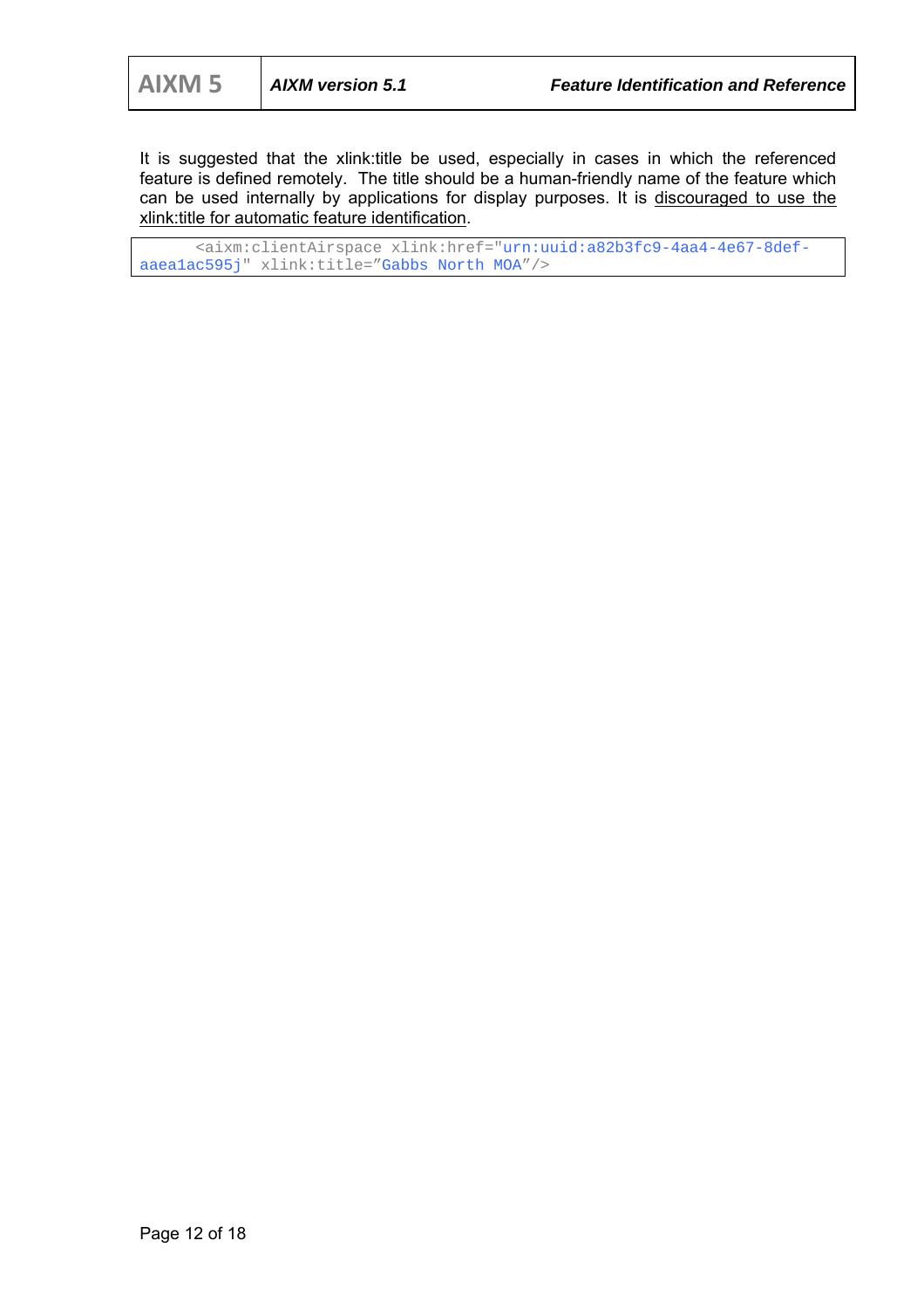It is suggested that the xlink:title be used, especially in cases in which the referenced feature is defined remotely. The title should be a human-friendly name of the feature which can be used internally by applications for display purposes. It is <u>discouraged to use the xlink:title for automatic feature identification</u>.

```
      <aixm:clientAirspace xlink:href="urn:uuid:a82b3fc9-4aa4-4e67-8def-aaea1ac595j" xlink:title="Gabbs North MOA"/>
```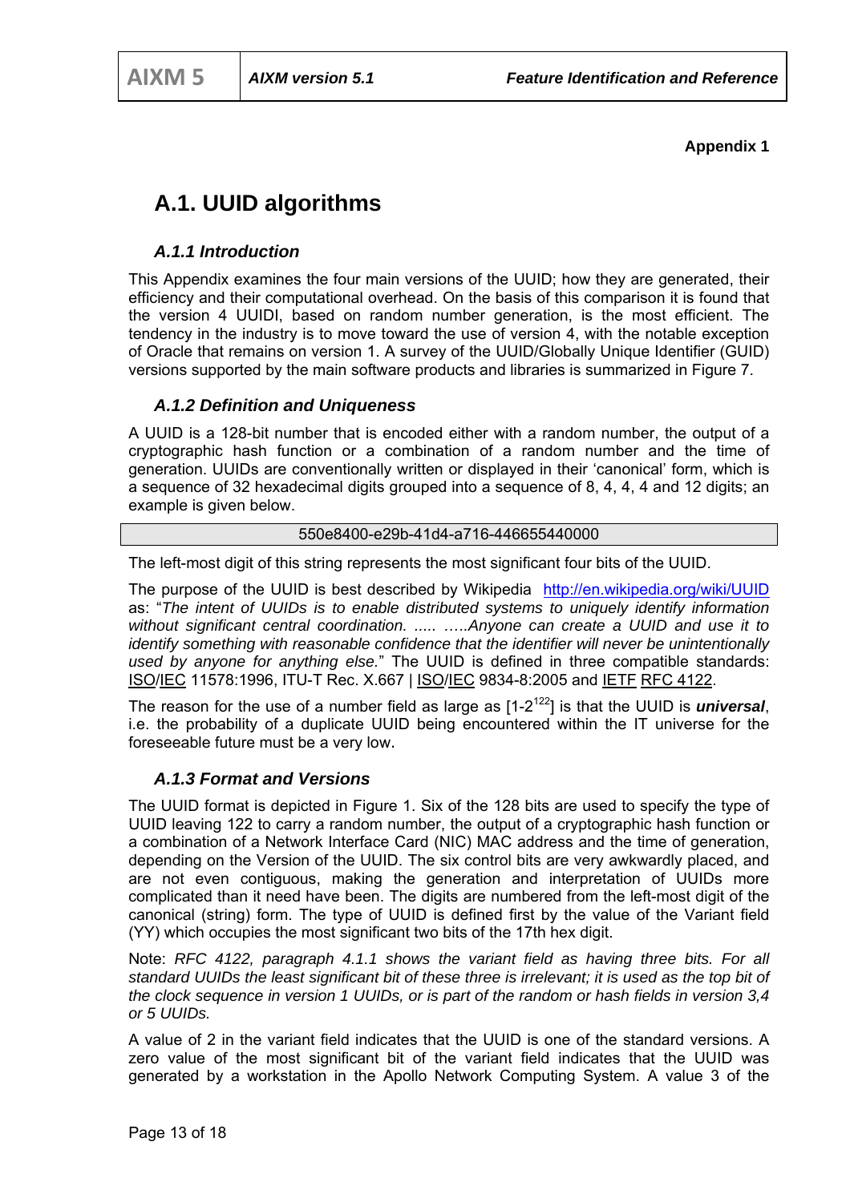**Appendix 1**

# A.1. UUID algorithms

## *A.1.1 Introduction*

This Appendix examines the four main versions of the UUID; how they are generated, their efficiency and their computational overhead. On the basis of this comparison it is found that the version 4 UUIDI, based on random number generation, is the most efficient. The tendency in the industry is to move toward the use of version 4, with the notable exception of Oracle that remains on version 1. A survey of the UUID/Globally Unique Identifier (GUID) versions supported by the main software products and libraries is summarized in Figure 7.

## *A.1.2 Definition and Uniqueness*

A UUID is a 128-bit number that is encoded either with a random number, the output of a cryptographic hash function or a combination of a random number and the time of generation. UUIDs are conventionally written or displayed in their 'canonical' form, which is a sequence of 32 hexadecimal digits grouped into a sequence of 8, 4, 4, 4 and 12 digits; an example is given below.

```
550e8400-e29b-41d4-a716-446655440000
```

The left-most digit of this string represents the most significant four bits of the UUID.

The purpose of the UUID is best described by Wikipedia http://en.wikipedia.org/wiki/UUID as: "*The intent of UUIDs is to enable distributed systems to uniquely identify information without significant central coordination. ..... …..Anyone can create a UUID and use it to identify something with reasonable confidence that the identifier will never be unintentionally used by anyone for anything else.*" The UUID is defined in three compatible standards: ISO/IEC 11578:1996, ITU-T Rec. X.667 | ISO/IEC 9834-8:2005 and IETF RFC 4122.

The reason for the use of a number field as large as [1-$2^{122}$] is that the UUID is ***universal***, i.e. the probability of a duplicate UUID being encountered within the IT universe for the foreseeable future must be a very low.

## *A.1.3 Format and Versions*

The UUID format is depicted in Figure 1. Six of the 128 bits are used to specify the type of UUID leaving 122 to carry a random number, the output of a cryptographic hash function or a combination of a Network Interface Card (NIC) MAC address and the time of generation, depending on the Version of the UUID. The six control bits are very awkwardly placed, and are not even contiguous, making the generation and interpretation of UUIDs more complicated than it need have been. The digits are numbered from the left-most digit of the canonical (string) form. The type of UUID is defined first by the value of the Variant field (YY) which occupies the most significant two bits of the 17th hex digit.

Note: *RFC 4122, paragraph 4.1.1 shows the variant field as having three bits. For all standard UUIDs the least significant bit of these three is irrelevant; it is used as the top bit of the clock sequence in version 1 UUIDs, or is part of the random or hash fields in version 3,4 or 5 UUIDs.*

A value of 2 in the variant field indicates that the UUID is one of the standard versions. A zero value of the most significant bit of the variant field indicates that the UUID was generated by a workstation in the Apollo Network Computing System. A value 3 of the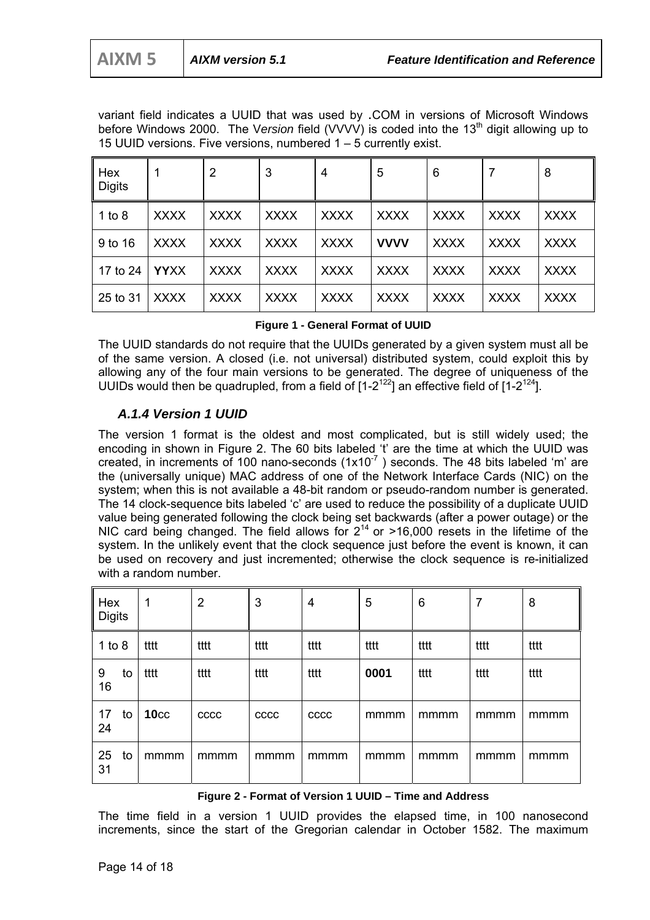variant field indicates a UUID that was used by **.**COM in versions of Microsoft Windows before Windows 2000. The V*ersion* field (VVVV) is coded into the 13th digit allowing up to 15 UUID versions. Five versions, numbered 1 – 5 currently exist.

| Hex Digits | 1 | 2 | 3 | 4 | 5 | 6 | 7 | 8 |
|---|---|---|---|---|---|---|---|---|
| 1 to 8 | XXXX | XXXX | XXXX | XXXX | XXXX | XXXX | XXXX | XXXX |
| 9 to 16 | XXXX | XXXX | XXXX | XXXX | **VVVV** | XXXX | XXXX | XXXX |
| 17 to 24 | **YY**XX | XXXX | XXXX | XXXX | XXXX | XXXX | XXXX | XXXX |
| 25 to 31 | XXXX | XXXX | XXXX | XXXX | XXXX | XXXX | XXXX | XXXX |

**Figure 1 - General Format of UUID**

The UUID standards do not require that the UUIDs generated by a given system must all be of the same version. A closed (i.e. not universal) distributed system, could exploit this by allowing any of the four main versions to be generated. The degree of uniqueness of the UUIDs would then be quadrupled, from a field of [1-$2^{122}$] an effective field of [1-$2^{124}$].

### *A.1.4 Version 1 UUID*

The version 1 format is the oldest and most complicated, but is still widely used; the encoding in shown in Figure 2. The 60 bits labeled 't' are the time at which the UUID was created, in increments of 100 nano-seconds ($1x10^{-7}$ ) seconds. The 48 bits labeled 'm' are the (universally unique) MAC address of one of the Network Interface Cards (NIC) on the system; when this is not available a 48-bit random or pseudo-random number is generated. The 14 clock-sequence bits labeled 'c' are used to reduce the possibility of a duplicate UUID value being generated following the clock being set backwards (after a power outage) or the NIC card being changed. The field allows for $2^{14}$ or >16,000 resets in the lifetime of the system. In the unlikely event that the clock sequence just before the event is known, it can be used on recovery and just incremented; otherwise the clock sequence is re-initialized with a random number.

| Hex Digits | 1 | 2 | 3 | 4 | 5 | 6 | 7 | 8 |
|---|---|---|---|---|---|---|---|---|
| 1 to 8 | tttt | tttt | tttt | tttt | tttt | tttt | tttt | tttt |
| 9 to 16 | tttt | tttt | tttt | tttt | **0001** | tttt | tttt | tttt |
| 17 to 24 | **10**cc | cccc | cccc | cccc | mmmm | mmmm | mmmm | mmmm |
| 25 to 31 | mmmm | mmmm | mmmm | mmmm | mmmm | mmmm | mmmm | mmmm |

**Figure 2 - Format of Version 1 UUID – Time and Address**

The time field in a version 1 UUID provides the elapsed time, in 100 nanosecond increments, since the start of the Gregorian calendar in October 1582. The maximum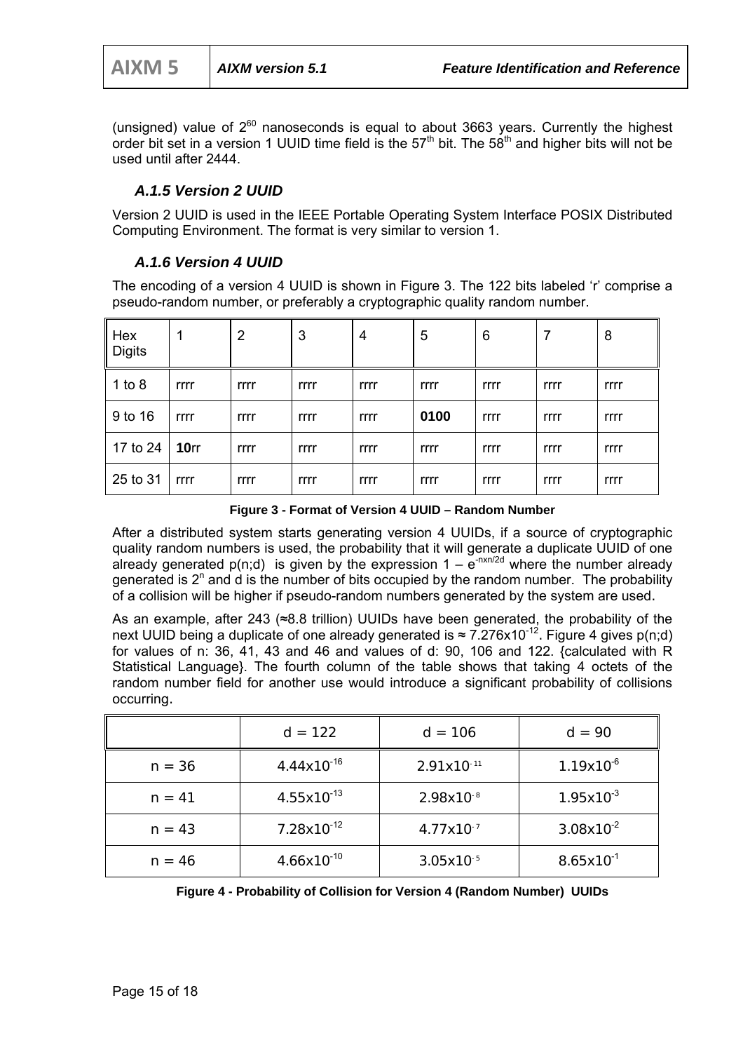(unsigned) value of $2^{60}$ nanoseconds is equal to about 3663 years. Currently the highest order bit set in a version 1 UUID time field is the $57^{th}$ bit. The $58^{th}$ and higher bits will not be used until after 2444.

### A.1.5 Version 2 UUID

Version 2 UUID is used in the IEEE Portable Operating System Interface POSIX Distributed Computing Environment. The format is very similar to version 1.

### A.1.6 Version 4 UUID

The encoding of a version 4 UUID is shown in Figure 3. The 122 bits labeled ‘r’ comprise a pseudo-random number, or preferably a cryptographic quality random number.

| Hex Digits | 1 | 2 | 3 | 4 | 5 | 6 | 7 | 8 |
|---|---|---|---|---|---|---|---|---|
| 1 to 8 | rrrr | rrrr | rrrr | rrrr | rrrr | rrrr | rrrr | rrrr |
| 9 to 16 | rrrr | rrrr | rrrr | rrrr | **0100** | rrrr | rrrr | rrrr |
| 17 to 24 | **10**rr | rrrr | rrrr | rrrr | rrrr | rrrr | rrrr | rrrr |
| 25 to 31 | rrrr | rrrr | rrrr | rrrr | rrrr | rrrr | rrrr | rrrr |

**Figure 3 - Format of Version 4 UUID – Random Number**

After a distributed system starts generating version 4 UUIDs, if a source of cryptographic quality random numbers is used, the probability that it will generate a duplicate UUID of one already generated p(n;d) is given by the expression $1 - e^{-nxn/2d}$ where the number already generated is $2^n$ and d is the number of bits occupied by the random number. The probability of a collision will be higher if pseudo-random numbers generated by the system are used.

As an example, after 243 (≈8.8 trillion) UUIDs have been generated, the probability of the next UUID being a duplicate of one already generated is ≈ $7.276 \times 10^{-12}$. Figure 4 gives p(n;d) for values of n: 36, 41, 43 and 46 and values of d: 90, 106 and 122. {calculated with R Statistical Language}. The fourth column of the table shows that taking 4 octets of the random number field for another use would introduce a significant probability of collisions occurring.

| | d = 122 | d = 106 | d = 90 |
|---|---|---|---|
| n = 36 | $4.44 \times 10^{-16}$ | $2.91 \times 10^{-11}$ | $1.19 \times 10^{-6}$ |
| n = 41 | $4.55 \times 10^{-13}$ | $2.98 \times 10^{-8}$ | $1.95 \times 10^{-3}$ |
| n = 43 | $7.28 \times 10^{-12}$ | $4.77 \times 10^{-7}$ | $3.08 \times 10^{-2}$ |
| n = 46 | $4.66 \times 10^{-10}$ | $3.05 \times 10^{-5}$ | $8.65 \times 10^{-1}$ |

**Figure 4 - Probability of Collision for Version 4 (Random Number) UUIDs**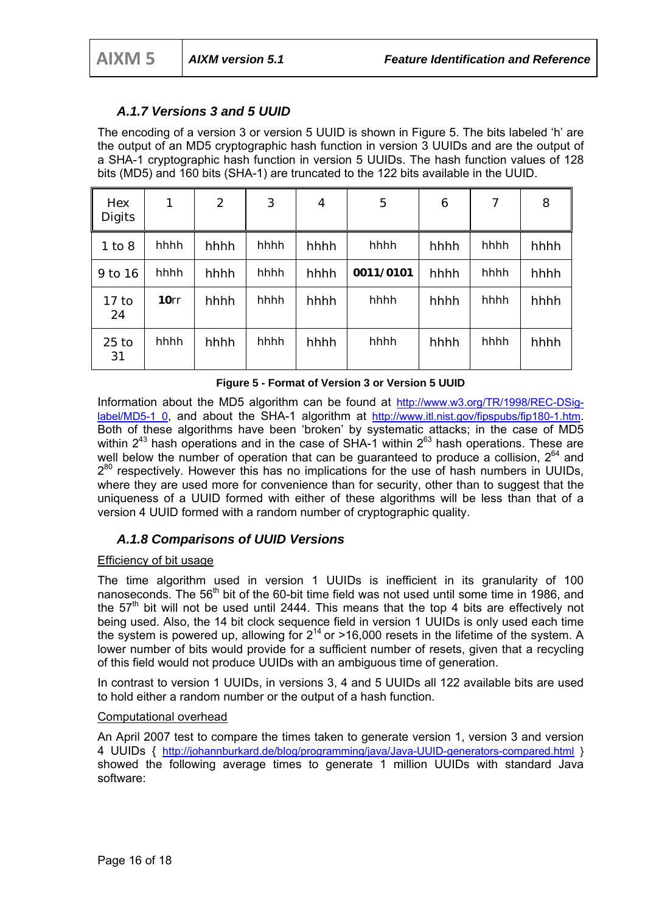### *A.1.7 Versions 3 and 5 UUID*

The encoding of a version 3 or version 5 UUID is shown in Figure 5. The bits labeled 'h' are the output of an MD5 cryptographic hash function in version 3 UUIDs and are the output of a SHA-1 cryptographic hash function in version 5 UUIDs. The hash function values of 128 bits (MD5) and 160 bits (SHA-1) are truncated to the 122 bits available in the UUID.

| Hex Digits | 1 | 2 | 3 | 4 | 5 | 6 | 7 | 8 |
|---|---|---|---|---|---|---|---|---|
| 1 to 8 | hhhh | hhhh | hhhh | hhhh | hhhh | hhhh | hhhh | hhhh |
| 9 to 16 | hhhh | hhhh | hhhh | hhhh | **0011/0101** | hhhh | hhhh | hhhh |
| 17 to 24 | **10**rr | hhhh | hhhh | hhhh | hhhh | hhhh | hhhh | hhhh |
| 25 to 31 | hhhh | hhhh | hhhh | hhhh | hhhh | hhhh | hhhh | hhhh |

**Figure 5 - Format of Version 3 or Version 5 UUID**

Information about the MD5 algorithm can be found at http://www.w3.org/TR/1998/REC-DSig-label/MD5-1_0, and about the SHA-1 algorithm at http://www.itl.nist.gov/fipspubs/fip180-1.htm. Both of these algorithms have been 'broken' by systematic attacks; in the case of MD5 within $2^{43}$ hash operations and in the case of SHA-1 within $2^{63}$ hash operations. These are well below the number of operation that can be guaranteed to produce a collision, $2^{64}$ and $2^{80}$ respectively. However this has no implications for the use of hash numbers in UUIDs, where they are used more for convenience than for security, other than to suggest that the uniqueness of a UUID formed with either of these algorithms will be less than that of a version 4 UUID formed with a random number of cryptographic quality.

### *A.1.8 Comparisons of UUID Versions*

Efficiency of bit usage

The time algorithm used in version 1 UUIDs is inefficient in its granularity of 100 nanoseconds. The 56th bit of the 60-bit time field was not used until some time in 1986, and the 57th bit will not be used until 2444. This means that the top 4 bits are effectively not being used. Also, the 14 bit clock sequence field in version 1 UUIDs is only used each time the system is powered up, allowing for $2^{14}$ or >16,000 resets in the lifetime of the system. A lower number of bits would provide for a sufficient number of resets, given that a recycling of this field would not produce UUIDs with an ambiguous time of generation.

In contrast to version 1 UUIDs, in versions 3, 4 and 5 UUIDs all 122 available bits are used to hold either a random number or the output of a hash function.

Computational overhead

An April 2007 test to compare the times taken to generate version 1, version 3 and version 4 UUIDs { http://johannburkard.de/blog/programming/java/Java-UUID-generators-compared.html } showed the following average times to generate 1 million UUIDs with standard Java software: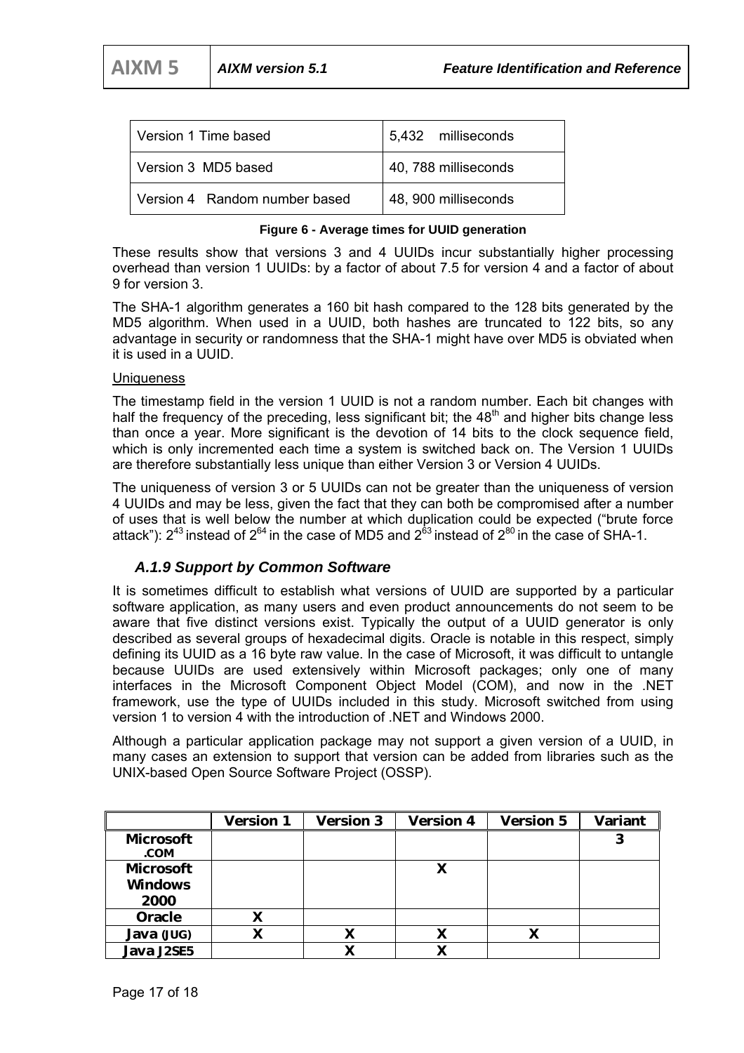| Version 1 Time based | 5,432 milliseconds |
| --- | --- |
| Version 3 MD5 based | 40, 788 milliseconds |
| Version 4 Random number based | 48, 900 milliseconds |

**Figure 6 - Average times for UUID generation**

These results show that versions 3 and 4 UUIDs incur substantially higher processing overhead than version 1 UUIDs: by a factor of about 7.5 for version 4 and a factor of about 9 for version 3.

The SHA-1 algorithm generates a 160 bit hash compared to the 128 bits generated by the MD5 algorithm. When used in a UUID, both hashes are truncated to 122 bits, so any advantage in security or randomness that the SHA-1 might have over MD5 is obviated when it is used in a UUID.

Uniqueness

The timestamp field in the version 1 UUID is not a random number. Each bit changes with half the frequency of the preceding, less significant bit; the 48th and higher bits change less than once a year. More significant is the devotion of 14 bits to the clock sequence field, which is only incremented each time a system is switched back on. The Version 1 UUIDs are therefore substantially less unique than either Version 3 or Version 4 UUIDs.

The uniqueness of version 3 or 5 UUIDs can not be greater than the uniqueness of version 4 UUIDs and may be less, given the fact that they can both be compromised after a number of uses that is well below the number at which duplication could be expected ("brute force attack"): $2^{43}$ instead of $2^{64}$ in the case of MD5 and $2^{63}$ instead of $2^{80}$ in the case of SHA-1.

### *A.1.9 Support by Common Software*

It is sometimes difficult to establish what versions of UUID are supported by a particular software application, as many users and even product announcements do not seem to be aware that five distinct versions exist. Typically the output of a UUID generator is only described as several groups of hexadecimal digits. Oracle is notable in this respect, simply defining its UUID as a 16 byte raw value. In the case of Microsoft, it was difficult to untangle because UUIDs are used extensively within Microsoft packages; only one of many interfaces in the Microsoft Component Object Model (COM), and now in the .NET framework, use the type of UUIDs included in this study. Microsoft switched from using version 1 to version 4 with the introduction of .NET and Windows 2000.

Although a particular application package may not support a given version of a UUID, in many cases an extension to support that version can be added from libraries such as the UNIX-based Open Source Software Project (OSSP).

| | Version 1 | Version 3 | Version 4 | Version 5 | Variant |
| --- | --- | --- | --- | --- | --- |
| **Microsoft .COM** | | | | | 3 |
| **Microsoft Windows 2000** | | | X | | |
| **Oracle** | X | | | | |
| **Java (JUG)** | X | X | X | X | |
| **Java J2SE5** | | X | X | | |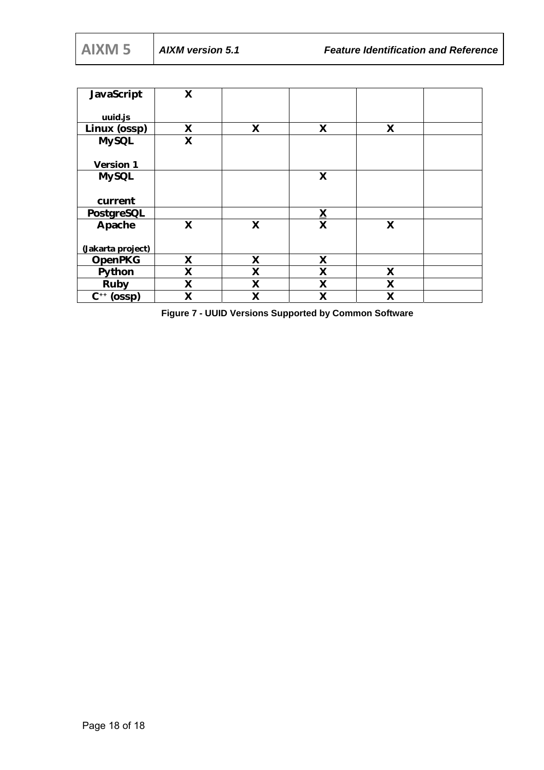| | | | | | |
|---|---|---|---|---|---|
| **JavaScript**<br><br>**uuid.js** | **X** | | | | |
| **Linux (ossp)** | **X** | **X** | **X** | **X** | |
| **MySQL**<br><br>**Version 1** | **X** | | | | |
| **MySQL**<br><br>**current** | | | **X** | | |
| **PostgreSQL** | | | **X** | | |
| **Apache**<br><br>**(Jakarta project)** | **X** | **X** | **X** | **X** | |
| **OpenPKG** | **X** | **X** | **X** | | |
| **Python** | **X** | **X** | **X** | **X** | |
| **Ruby** | **X** | **X** | **X** | **X** | |
| **$C^{++}$ (ossp)** | **X** | **X** | **X** | **X** | |

**Figure 7 - UUID Versions Supported by Common Software**